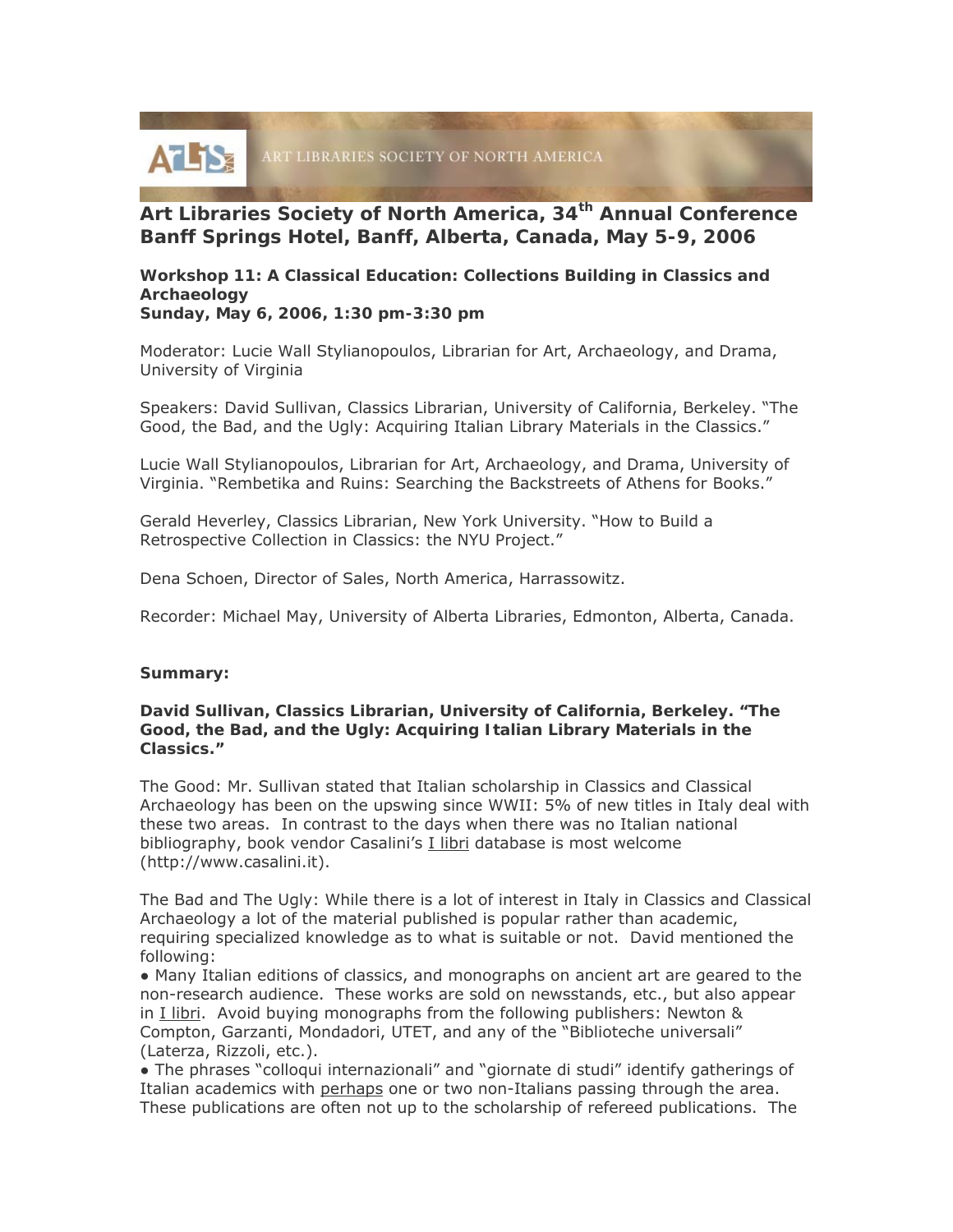ART LIBRARIES SOCIETY OF NORTH AMERICA

# Art Libraries Society of North America, 34th Annual Conference Banff Springs Hotel, Banff, Alberta, Canada, May 5-9, 2006

**Workshop 11: A Classical Education: Collections Building in Classics and Archaeology**
**Sunday, May 6, 2006, 1:30 pm-3:30 pm**

Moderator: Lucie Wall Stylianopoulos, Librarian for Art, Archaeology, and Drama, University of Virginia

Speakers: David Sullivan, Classics Librarian, University of California, Berkeley. "The Good, the Bad, and the Ugly: Acquiring Italian Library Materials in the Classics."

Lucie Wall Stylianopoulos, Librarian for Art, Archaeology, and Drama, University of Virginia. "Rembetika and Ruins: Searching the Backstreets of Athens for Books."

Gerald Heverley, Classics Librarian, New York University. "How to Build a Retrospective Collection in Classics: the NYU Project."

Dena Schoen, Director of Sales, North America, Harrassowitz.

Recorder: Michael May, University of Alberta Libraries, Edmonton, Alberta, Canada.

**Summary:**

**David Sullivan, Classics Librarian, University of California, Berkeley. "The Good, the Bad, and the Ugly: Acquiring Italian Library Materials in the Classics."**

The Good: Mr. Sullivan stated that Italian scholarship in Classics and Classical Archaeology has been on the upswing since WWII: 5% of new titles in Italy deal with these two areas. In contrast to the days when there was no Italian national bibliography, book vendor Casalini's I libri database is most welcome (http://www.casalini.it).

The Bad and The Ugly: While there is a lot of interest in Italy in Classics and Classical Archaeology a lot of the material published is popular rather than academic, requiring specialized knowledge as to what is suitable or not. David mentioned the following:

- Many Italian editions of classics, and monographs on ancient art are geared to the non-research audience. These works are sold on newsstands, etc., but also appear in I libri. Avoid buying monographs from the following publishers: Newton & Compton, Garzanti, Mondadori, UTET, and any of the "Biblioteche universali" (Laterza, Rizzoli, etc.).
- The phrases "colloqui internazionali" and "giornate di studi" identify gatherings of Italian academics with perhaps one or two non-Italians passing through the area. These publications are often not up to the scholarship of refereed publications. The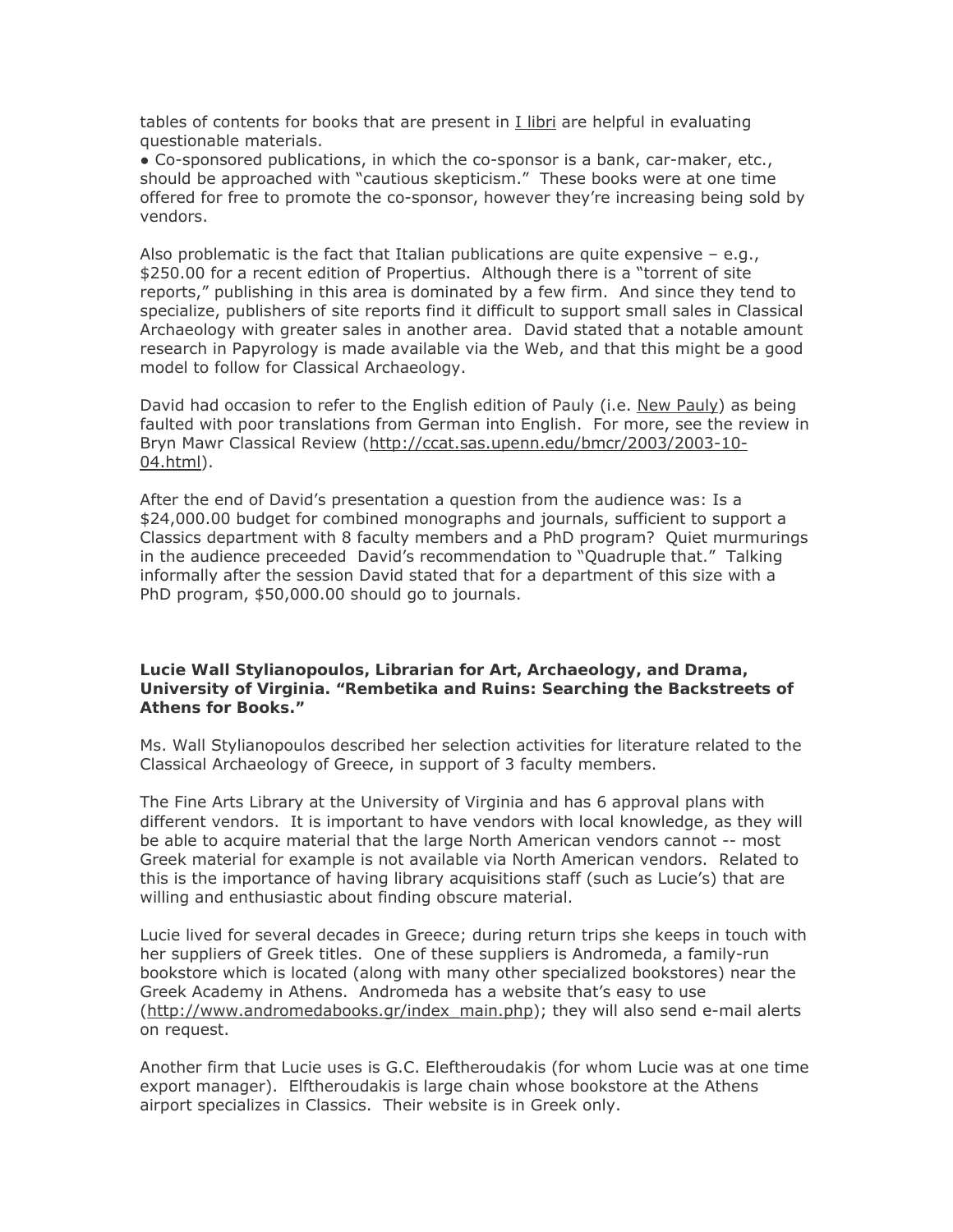tables of contents for books that are present in I libri are helpful in evaluating questionable materials.

● Co-sponsored publications, in which the co-sponsor is a bank, car-maker, etc., should be approached with "cautious skepticism." These books were at one time offered for free to promote the co-sponsor, however they're increasing being sold by vendors.

Also problematic is the fact that Italian publications are quite expensive – e.g., $250.00 for a recent edition of Propertius. Although there is a "torrent of site reports," publishing in this area is dominated by a few firm. And since they tend to specialize, publishers of site reports find it difficult to support small sales in Classical Archaeology with greater sales in another area. David stated that a notable amount research in Papyrology is made available via the Web, and that this might be a good model to follow for Classical Archaeology.

David had occasion to refer to the English edition of Pauly (i.e. New Pauly) as being faulted with poor translations from German into English. For more, see the review in Bryn Mawr Classical Review (http://ccat.sas.upenn.edu/bmcr/2003/2003-10-04.html).

After the end of David's presentation a question from the audience was: Is a $24,000.00 budget for combined monographs and journals, sufficient to support a Classics department with 8 faculty members and a PhD program? Quiet murmurings in the audience preceeded David's recommendation to "Quadruple that." Talking informally after the session David stated that for a department of this size with a PhD program, $50,000.00 should go to journals.

**Lucie Wall Stylianopoulos, Librarian for Art, Archaeology, and Drama, University of Virginia. "Rembetika and Ruins: Searching the Backstreets of Athens for Books."**

Ms. Wall Stylianopoulos described her selection activities for literature related to the Classical Archaeology of Greece, in support of 3 faculty members.

The Fine Arts Library at the University of Virginia and has 6 approval plans with different vendors. It is important to have vendors with local knowledge, as they will be able to acquire material that the large North American vendors cannot -- most Greek material for example is not available via North American vendors. Related to this is the importance of having library acquisitions staff (such as Lucie's) that are willing and enthusiastic about finding obscure material.

Lucie lived for several decades in Greece; during return trips she keeps in touch with her suppliers of Greek titles. One of these suppliers is Andromeda, a family-run bookstore which is located (along with many other specialized bookstores) near the Greek Academy in Athens. Andromeda has a website that's easy to use (http://www.andromedabooks.gr/index_main.php); they will also send e-mail alerts on request.

Another firm that Lucie uses is G.C. Eleftheroudakis (for whom Lucie was at one time export manager). Elftheroudakis is large chain whose bookstore at the Athens airport specializes in Classics. Their website is in Greek only.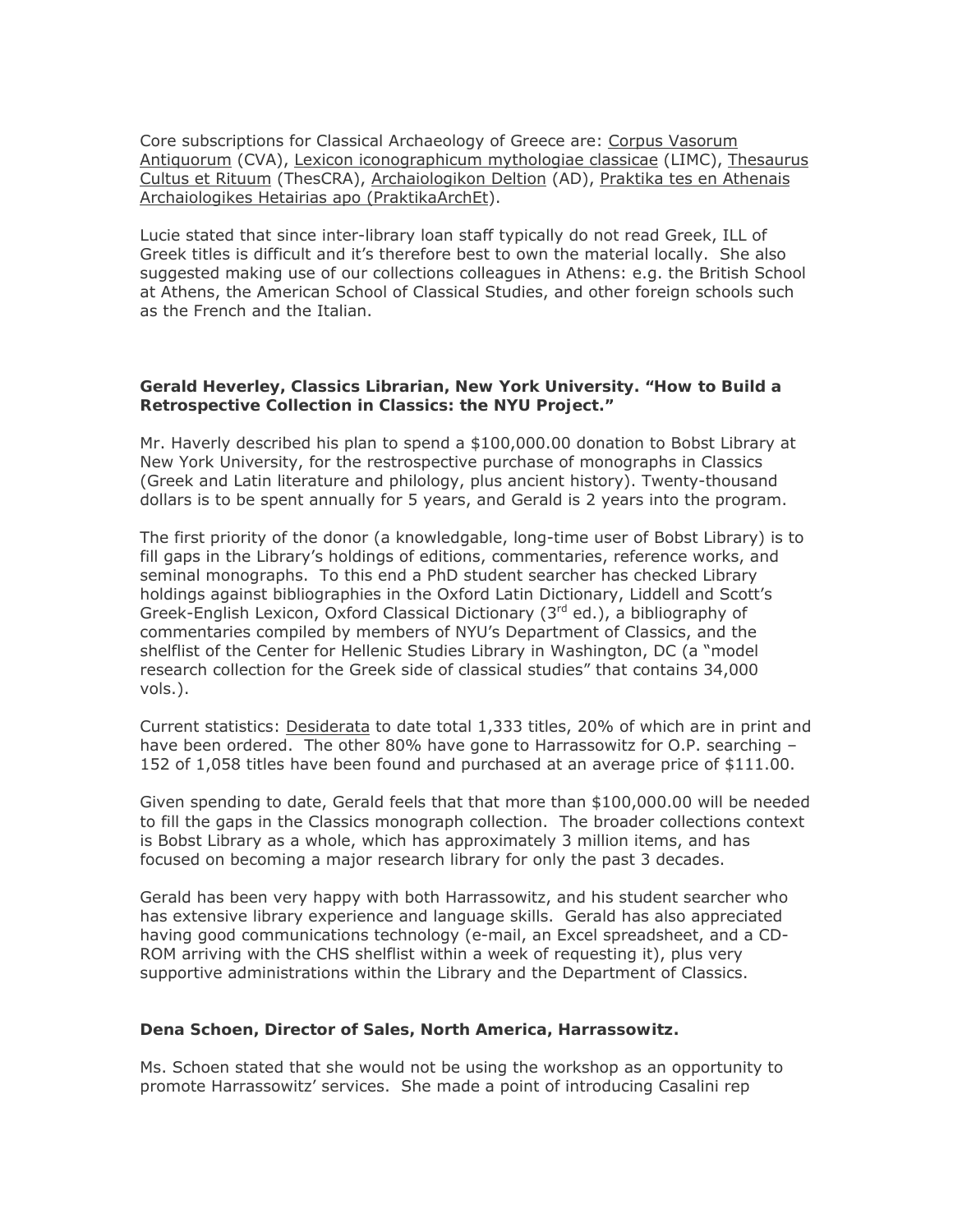Core subscriptions for Classical Archaeology of Greece are: Corpus Vasorum Antiquorum (CVA), Lexicon iconographicum mythologiae classicae (LIMC), Thesaurus Cultus et Rituum (ThesCRA), Archaiologikon Deltion (AD), Praktika tes en Athenais Archaiologikes Hetairias apo (PraktikaArchEt).

Lucie stated that since inter-library loan staff typically do not read Greek, ILL of Greek titles is difficult and it's therefore best to own the material locally. She also suggested making use of our collections colleagues in Athens: e.g. the British School at Athens, the American School of Classical Studies, and other foreign schools such as the French and the Italian.

**Gerald Heverley, Classics Librarian, New York University. "How to Build a Retrospective Collection in Classics: the NYU Project."**

Mr. Haverly described his plan to spend a $100,000.00 donation to Bobst Library at New York University, for the restrospective purchase of monographs in Classics (Greek and Latin literature and philology, plus ancient history). Twenty-thousand dollars is to be spent annually for 5 years, and Gerald is 2 years into the program.

The first priority of the donor (a knowledgable, long-time user of Bobst Library) is to fill gaps in the Library's holdings of editions, commentaries, reference works, and seminal monographs. To this end a PhD student searcher has checked Library holdings against bibliographies in the Oxford Latin Dictionary, Liddell and Scott's Greek-English Lexicon, Oxford Classical Dictionary (3rd ed.), a bibliography of commentaries compiled by members of NYU's Department of Classics, and the shelflist of the Center for Hellenic Studies Library in Washington, DC (a "model research collection for the Greek side of classical studies" that contains 34,000 vols.).

Current statistics: Desiderata to date total 1,333 titles, 20% of which are in print and have been ordered. The other 80% have gone to Harrassowitz for O.P. searching – 152 of 1,058 titles have been found and purchased at an average price of $111.00.

Given spending to date, Gerald feels that that more than $100,000.00 will be needed to fill the gaps in the Classics monograph collection. The broader collections context is Bobst Library as a whole, which has approximately 3 million items, and has focused on becoming a major research library for only the past 3 decades.

Gerald has been very happy with both Harrassowitz, and his student searcher who has extensive library experience and language skills. Gerald has also appreciated having good communications technology (e-mail, an Excel spreadsheet, and a CD-ROM arriving with the CHS shelflist within a week of requesting it), plus very supportive administrations within the Library and the Department of Classics.

**Dena Schoen, Director of Sales, North America, Harrassowitz.**

Ms. Schoen stated that she would not be using the workshop as an opportunity to promote Harrassowitz' services. She made a point of introducing Casalini rep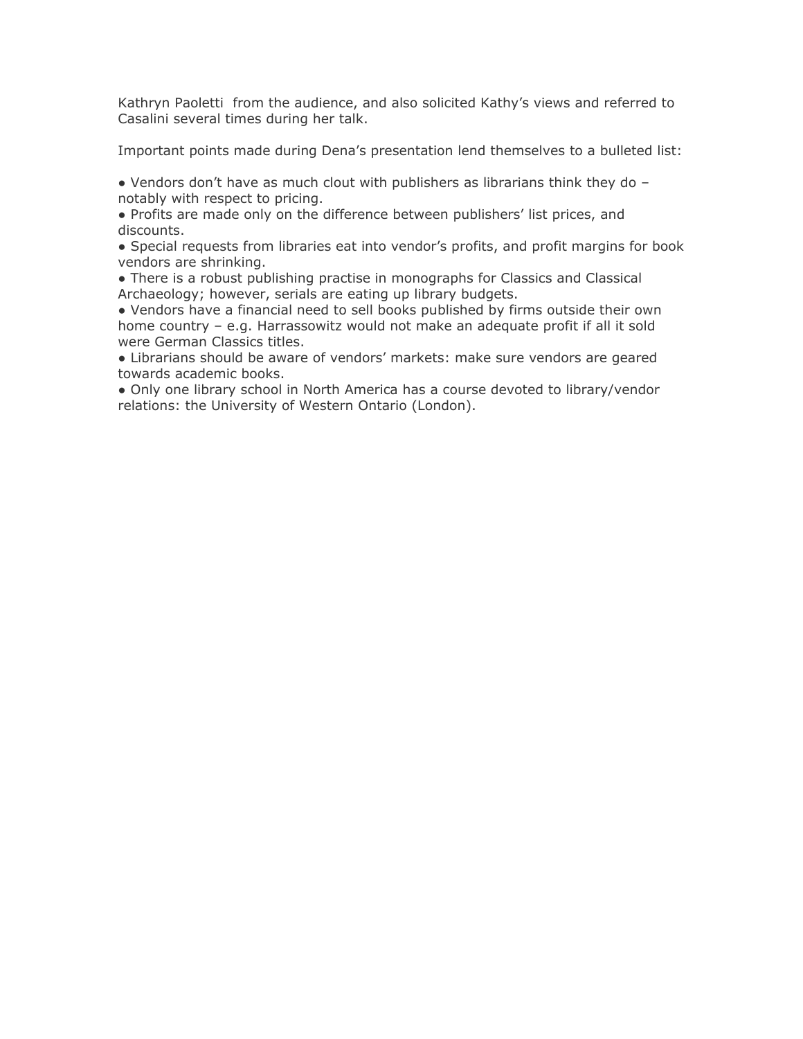Kathryn Paoletti  from the audience, and also solicited Kathy's views and referred to Casalini several times during her talk.

Important points made during Dena's presentation lend themselves to a bulleted list:

- Vendors don't have as much clout with publishers as librarians think they do – notably with respect to pricing.
- Profits are made only on the difference between publishers' list prices, and discounts.
- Special requests from libraries eat into vendor's profits, and profit margins for book vendors are shrinking.
- There is a robust publishing practise in monographs for Classics and Classical Archaeology; however, serials are eating up library budgets.
- Vendors have a financial need to sell books published by firms outside their own home country – e.g. Harrassowitz would not make an adequate profit if all it sold were German Classics titles.
- Librarians should be aware of vendors' markets: make sure vendors are geared towards academic books.
- Only one library school in North America has a course devoted to library/vendor relations: the University of Western Ontario (London).